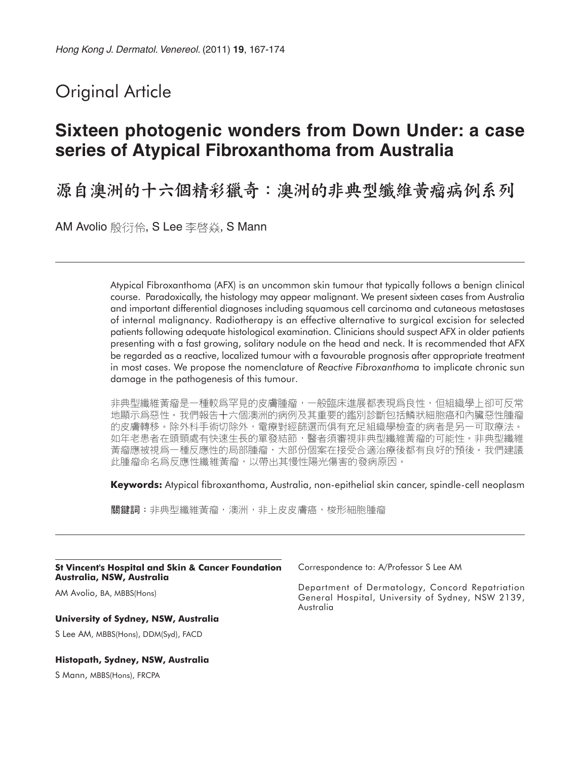Original Article

# Sixteen photogenic wonders from Down Under: a case series of Atypical Fibroxanthoma from Australia

# 源自澳洲的十六個精彩獵奇：澳洲的非典型纖維黃瘤病例系列

AM Avolio 殷衍伶, S Lee 李啓焱, S Mann

Atypical Fibroxanthoma (AFX) is an uncommon skin tumour that typically follows a benign clinical course. Paradoxically, the histology may appear malignant. We present sixteen cases from Australia and important differential diagnoses including squamous cell carcinoma and cutaneous metastases of internal malignancy. Radiotherapy is an effective alternative to surgical excision for selected patients following adequate histological examination. Clinicians should suspect AFX in older patients presenting with a fast growing, solitary nodule on the head and neck. It is recommended that AFX be regarded as a reactive, localized tumour with a favourable prognosis after appropriate treatment in most cases. We propose the nomenclature of *Reactive Fibroxanthoma* to implicate chronic sun damage in the pathogenesis of this tumour.

非典型纖維黃瘤是一種較爲罕見的皮膚腫瘤，一般臨床進展都表現爲良性，但組織學上卻可反常地顯示爲惡性。我們報告十六個澳洲的病例及其重要的鑑別診斷包括鱗狀細胞癌和內臟惡性腫瘤的皮膚轉移。除外科手術切除外，電療對經篩選而俱有充足組織學檢查的病者是另一可取療法。如年老患者在頭頸處有快速生長的單發結節，醫者須審視非典型纖維黃瘤的可能性。非典型纖維黃瘤應被視爲一種反應性的局部腫瘤，大部份個案在接受合適治療後都有良好的預後。我們建議此腫瘤命名爲反應性纖維黃瘤，以帶出其慢性陽光傷害的發病原因。

**Keywords:** Atypical fibroxanthoma, Australia, non-epithelial skin cancer, spindle-cell neoplasm

**關鍵詞**：非典型纖維黃瘤，澳洲，非上皮皮膚癌，梭形細胞腫瘤

**St Vincent's Hospital and Skin & Cancer Foundation Australia, NSW, Australia**

AM Avolio, BA, MBBS(Hons)

**University of Sydney, NSW, Australia**

S Lee AM, MBBS(Hons), DDM(Syd), FACD

**Histopath, Sydney, NSW, Australia**

S Mann, MBBS(Hons), FRCPA

Correspondence to: A/Professor S Lee AM

Department of Dermatology, Concord Repatriation General Hospital, University of Sydney, NSW 2139, Australia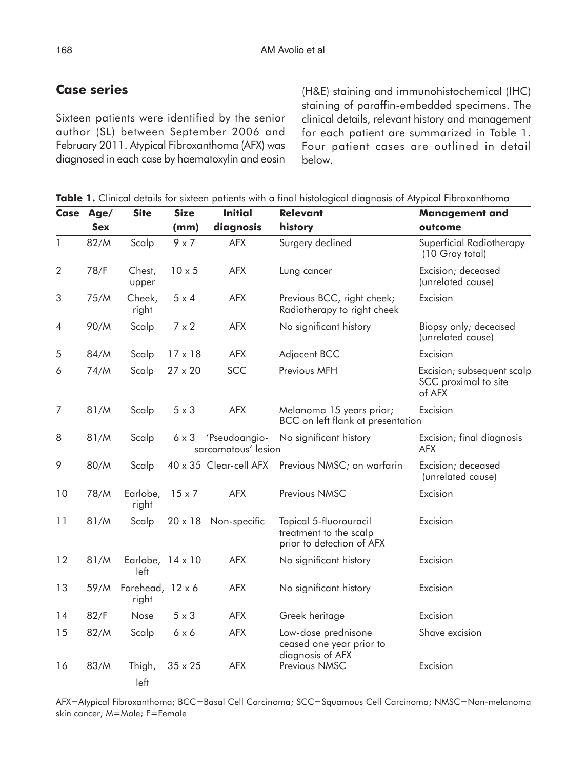## Case series

Sixteen patients were identified by the senior author (SL) between September 2006 and February 2011. Atypical Fibroxanthoma (AFX) was diagnosed in each case by haematoxylin and eosin (H&E) staining and immunohistochemical (IHC) staining of paraffin-embedded specimens. The clinical details, relevant history and management for each patient are summarized in Table 1. Four patient cases are outlined in detail below.

**Table 1.** Clinical details for sixteen patients with a final histological diagnosis of Atypical Fibroxanthoma

| Case | Age/ Sex | Site | Size (mm) | Initial diagnosis | Relevant history | Management and outcome |
|---|---|---|---|---|---|---|
| 1 | 82/M | Scalp | 9 x 7 | AFX | Surgery declined | Superficial Radiotherapy (10 Gray total) |
| 2 | 78/F | Chest, upper | 10 x 5 | AFX | Lung cancer | Excision; deceased (unrelated cause) |
| 3 | 75/M | Cheek, right | 5 x 4 | AFX | Previous BCC, right cheek; Radiotherapy to right cheek | Excision |
| 4 | 90/M | Scalp | 7 x 2 | AFX | No significant history | Biopsy only; deceased (unrelated cause) |
| 5 | 84/M | Scalp | 17 x 18 | AFX | Adjacent BCC | Excision |
| 6 | 74/M | Scalp | 27 x 20 | SCC | Previous MFH | Excision; subsequent scalp SCC proximal to site of AFX |
| 7 | 81/M | Scalp | 5 x 3 | AFX | Melanoma 15 years prior; BCC on left flank at presentation | Excision |
| 8 | 81/M | Scalp | 6 x 3 | 'Pseudoangio-sarcomatous' lesion | No significant history | Excision; final diagnosis AFX |
| 9 | 80/M | Scalp | 40 x 35 | Clear-cell AFX | Previous NMSC; on warfarin | Excision; deceased (unrelated cause) |
| 10 | 78/M | Earlobe, right | 15 x 7 | AFX | Previous NMSC | Excision |
| 11 | 81/M | Scalp | 20 x 18 | Non-specific | Topical 5-fluorouracil treatment to the scalp prior to detection of AFX | Excision |
| 12 | 81/M | Earlobe, left | 14 x 10 | AFX | No significant history | Excision |
| 13 | 59/M | Forehead, right | 12 x 6 | AFX | No significant history | Excision |
| 14 | 82/F | Nose | 5 x 3 | AFX | Greek heritage | Excision |
| 15 | 82/M | Scalp | 6 x 6 | AFX | Low-dose prednisone ceased one year prior to diagnosis of AFX | Shave excision |
| 16 | 83/M | Thigh, left | 35 x 25 | AFX | Previous NMSC | Excision |

AFX=Atypical Fibroxanthoma; BCC=Basal Cell Carcinoma; SCC=Squamous Cell Carcinoma; NMSC=Non-melanoma skin cancer; M=Male; F=Female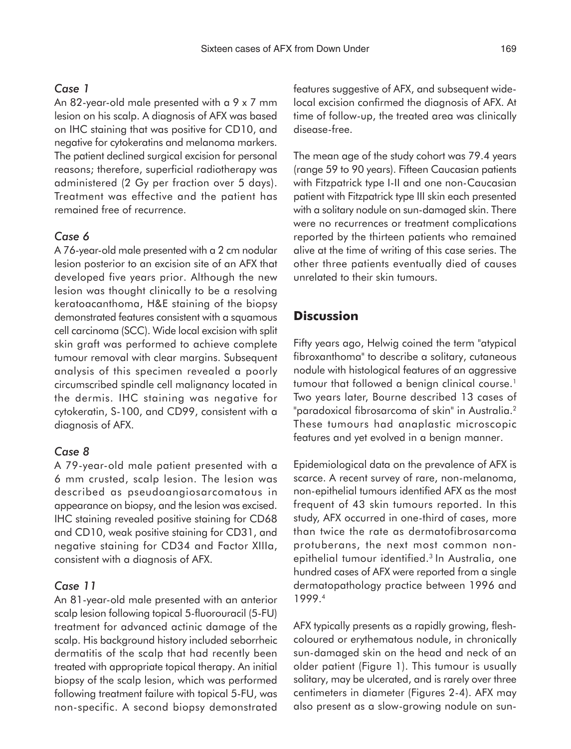### *Case 1*

An 82-year-old male presented with a 9 x 7 mm lesion on his scalp. A diagnosis of AFX was based on IHC staining that was positive for CD10, and negative for cytokeratins and melanoma markers. The patient declined surgical excision for personal reasons; therefore, superficial radiotherapy was administered (2 Gy per fraction over 5 days). Treatment was effective and the patient has remained free of recurrence.

### *Case 6*

A 76-year-old male presented with a 2 cm nodular lesion posterior to an excision site of an AFX that developed five years prior. Although the new lesion was thought clinically to be a resolving keratoacanthoma, H&E staining of the biopsy demonstrated features consistent with a squamous cell carcinoma (SCC). Wide local excision with split skin graft was performed to achieve complete tumour removal with clear margins. Subsequent analysis of this specimen revealed a poorly circumscribed spindle cell malignancy located in the dermis. IHC staining was negative for cytokeratin, S-100, and CD99, consistent with a diagnosis of AFX.

### *Case 8*

A 79-year-old male patient presented with a 6 mm crusted, scalp lesion. The lesion was described as pseudoangiosarcomatous in appearance on biopsy, and the lesion was excised. IHC staining revealed positive staining for CD68 and CD10, weak positive staining for CD31, and negative staining for CD34 and Factor XIIIa, consistent with a diagnosis of AFX.

### *Case 11*

An 81-year-old male presented with an anterior scalp lesion following topical 5-fluorouracil (5-FU) treatment for advanced actinic damage of the scalp. His background history included seborrheic dermatitis of the scalp that had recently been treated with appropriate topical therapy. An initial biopsy of the scalp lesion, which was performed following treatment failure with topical 5-FU, was non-specific. A second biopsy demonstrated features suggestive of AFX, and subsequent wide-local excision confirmed the diagnosis of AFX. At time of follow-up, the treated area was clinically disease-free.

The mean age of the study cohort was 79.4 years (range 59 to 90 years). Fifteen Caucasian patients with Fitzpatrick type I-II and one non-Caucasian patient with Fitzpatrick type III skin each presented with a solitary nodule on sun-damaged skin. There were no recurrences or treatment complications reported by the thirteen patients who remained alive at the time of writing of this case series. The other three patients eventually died of causes unrelated to their skin tumours.

## Discussion

Fifty years ago, Helwig coined the term "atypical fibroxanthoma" to describe a solitary, cutaneous nodule with histological features of an aggressive tumour that followed a benign clinical course.[1] Two years later, Bourne described 13 cases of "paradoxical fibrosarcoma of skin" in Australia.[2] These tumours had anaplastic microscopic features and yet evolved in a benign manner.

Epidemiological data on the prevalence of AFX is scarce. A recent survey of rare, non-melanoma, non-epithelial tumours identified AFX as the most frequent of 43 skin tumours reported. In this study, AFX occurred in one-third of cases, more than twice the rate as dermatofibrosarcoma protuberans, the next most common non-epithelial tumour identified.[3] In Australia, one hundred cases of AFX were reported from a single dermatopathology practice between 1996 and 1999.[4]

AFX typically presents as a rapidly growing, flesh-coloured or erythematous nodule, in chronically sun-damaged skin on the head and neck of an older patient (Figure 1). This tumour is usually solitary, may be ulcerated, and is rarely over three centimeters in diameter (Figures 2-4). AFX may also present as a slow-growing nodule on sun-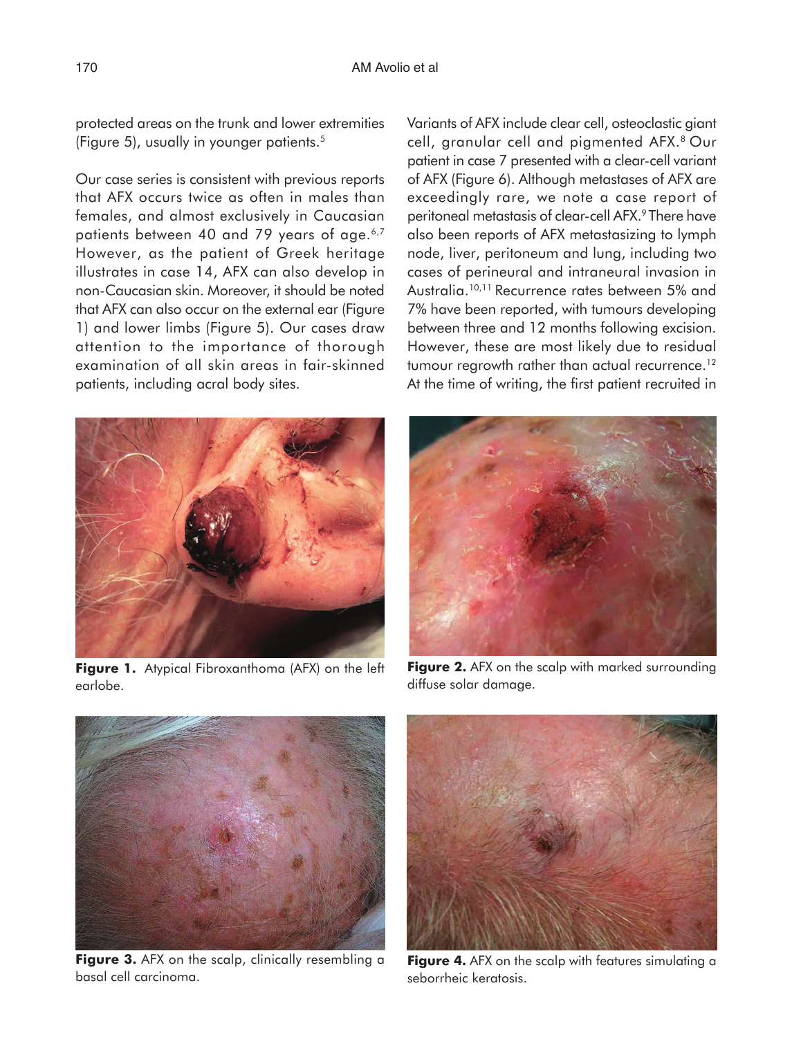protected areas on the trunk and lower extremities (Figure 5), usually in younger patients.[5]

Our case series is consistent with previous reports that AFX occurs twice as often in males than females, and almost exclusively in Caucasian patients between 40 and 79 years of age.[6,7] However, as the patient of Greek heritage illustrates in case 14, AFX can also develop in non-Caucasian skin. Moreover, it should be noted that AFX can also occur on the external ear (Figure 1) and lower limbs (Figure 5). Our cases draw attention to the importance of thorough examination of all skin areas in fair-skinned patients, including acral body sites.

Variants of AFX include clear cell, osteoclastic giant cell, granular cell and pigmented AFX.[8] Our patient in case 7 presented with a clear-cell variant of AFX (Figure 6). Although metastases of AFX are exceedingly rare, we note a case report of peritoneal metastasis of clear-cell AFX.[9] There have also been reports of AFX metastasizing to lymph node, liver, peritoneum and lung, including two cases of perineural and intraneural invasion in Australia.[10,11] Recurrence rates between 5% and 7% have been reported, with tumours developing between three and 12 months following excision. However, these are most likely due to residual tumour regrowth rather than actual recurrence.[12] At the time of writing, the first patient recruited in

**Figure 1.** Atypical Fibroxanthoma (AFX) on the left earlobe.

**Figure 2.** AFX on the scalp with marked surrounding diffuse solar damage.

**Figure 3.** AFX on the scalp, clinically resembling a basal cell carcinoma.

**Figure 4.** AFX on the scalp with features simulating a seborrheic keratosis.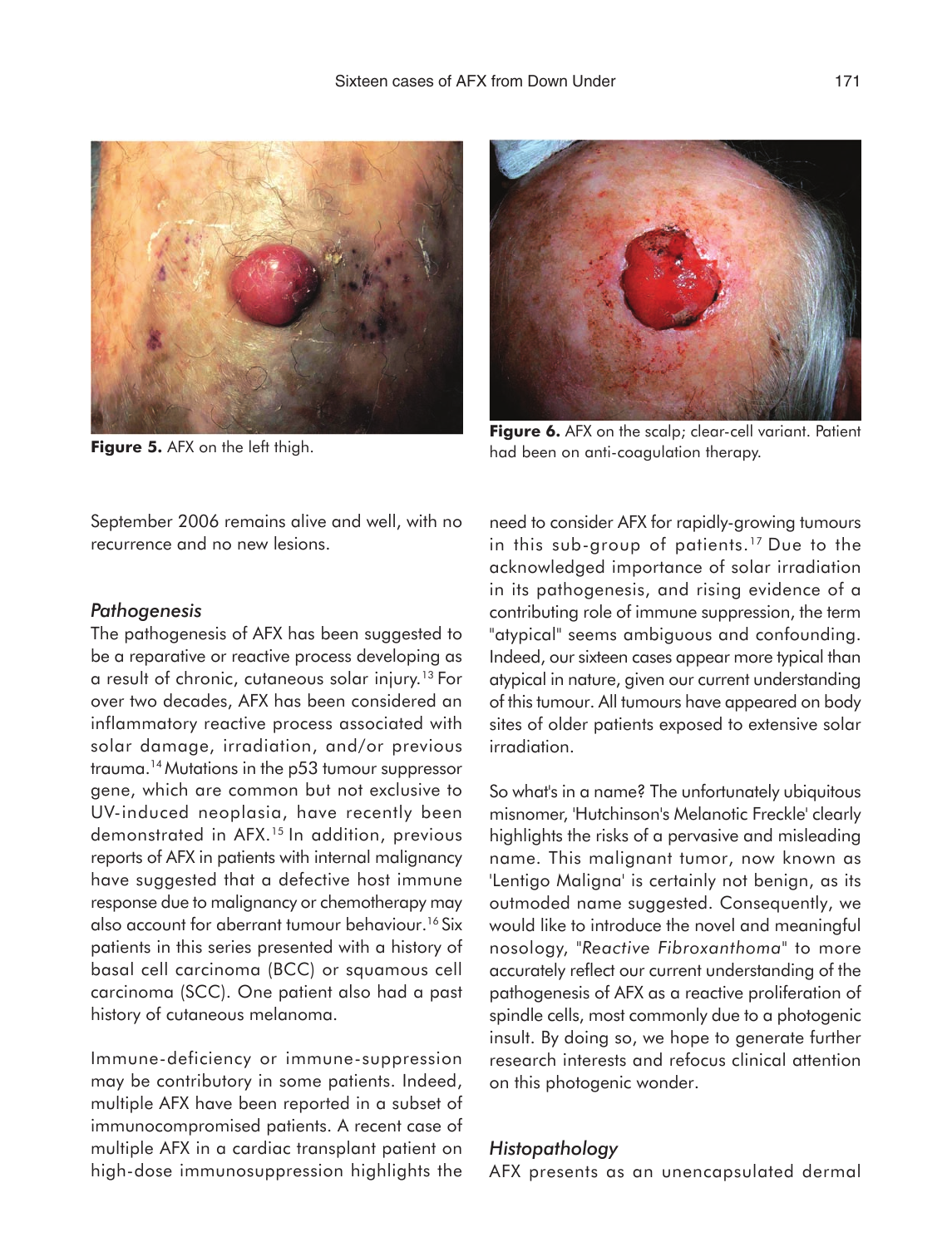Figure 5. AFX on the left thigh.

Figure 6. AFX on the scalp; clear-cell variant. Patient had been on anti-coagulation therapy.

September 2006 remains alive and well, with no recurrence and no new lesions.

### *Pathogenesis*

The pathogenesis of AFX has been suggested to be a reparative or reactive process developing as a result of chronic, cutaneous solar injury.[13] For over two decades, AFX has been considered an inflammatory reactive process associated with solar damage, irradiation, and/or previous trauma.[14] Mutations in the p53 tumour suppressor gene, which are common but not exclusive to UV-induced neoplasia, have recently been demonstrated in AFX.[15] In addition, previous reports of AFX in patients with internal malignancy have suggested that a defective host immune response due to malignancy or chemotherapy may also account for aberrant tumour behaviour.[16] Six patients in this series presented with a history of basal cell carcinoma (BCC) or squamous cell carcinoma (SCC). One patient also had a past history of cutaneous melanoma.

Immune-deficiency or immune-suppression may be contributory in some patients. Indeed, multiple AFX have been reported in a subset of immunocompromised patients. A recent case of multiple AFX in a cardiac transplant patient on high-dose immunosuppression highlights the need to consider AFX for rapidly-growing tumours in this sub-group of patients.[17] Due to the acknowledged importance of solar irradiation in its pathogenesis, and rising evidence of a contributing role of immune suppression, the term "atypical" seems ambiguous and confounding. Indeed, our sixteen cases appear more typical than atypical in nature, given our current understanding of this tumour. All tumours have appeared on body sites of older patients exposed to extensive solar irradiation.

So what's in a name? The unfortunately ubiquitous misnomer, 'Hutchinson's Melanotic Freckle' clearly highlights the risks of a pervasive and misleading name. This malignant tumor, now known as 'Lentigo Maligna' is certainly not benign, as its outmoded name suggested. Consequently, we would like to introduce the novel and meaningful nosology, "*Reactive Fibroxanthoma*" to more accurately reflect our current understanding of the pathogenesis of AFX as a reactive proliferation of spindle cells, most commonly due to a photogenic insult. By doing so, we hope to generate further research interests and refocus clinical attention on this photogenic wonder.

### *Histopathology*

AFX presents as an unencapsulated dermal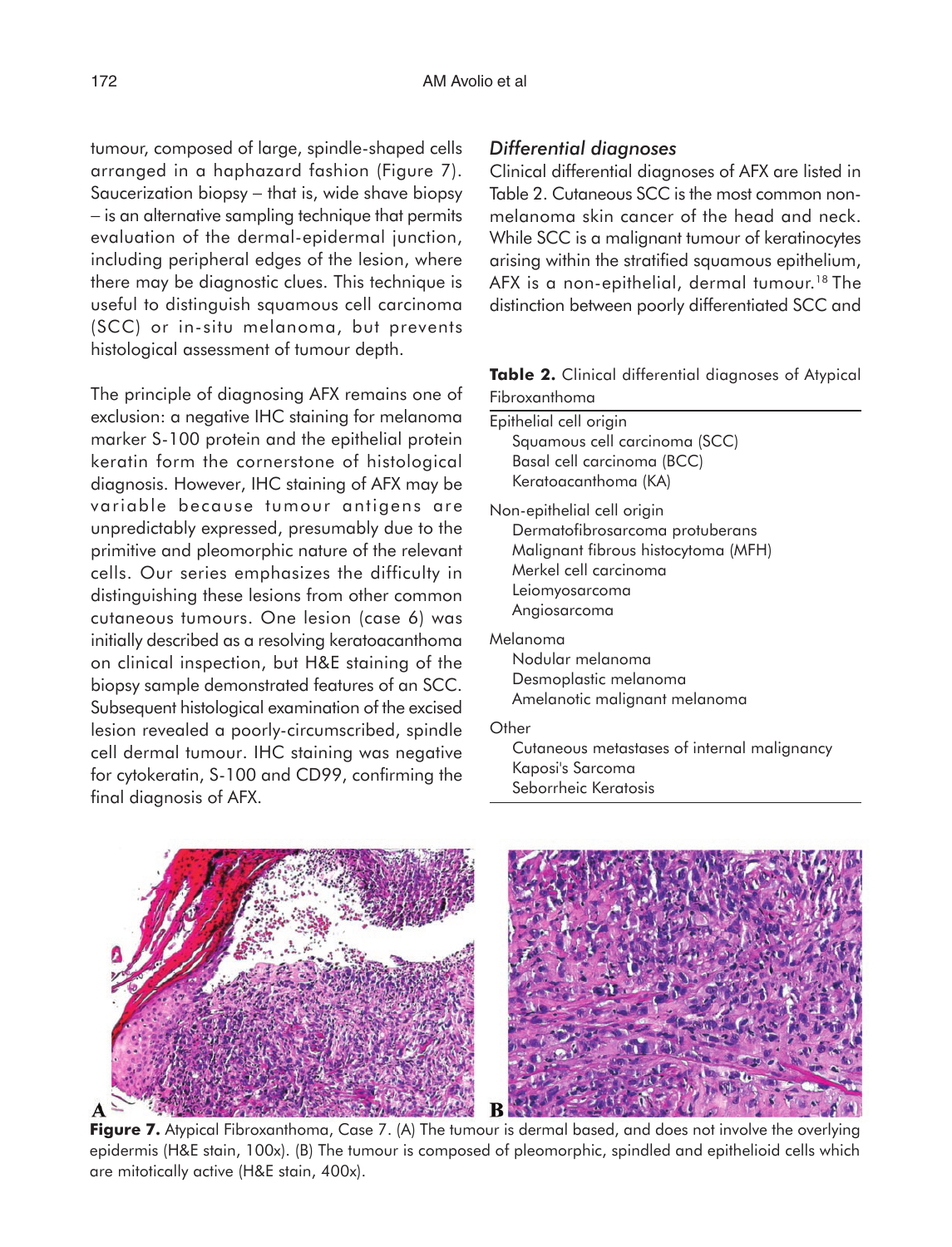tumour, composed of large, spindle-shaped cells arranged in a haphazard fashion (Figure 7). Saucerization biopsy – that is, wide shave biopsy – is an alternative sampling technique that permits evaluation of the dermal-epidermal junction, including peripheral edges of the lesion, where there may be diagnostic clues. This technique is useful to distinguish squamous cell carcinoma (SCC) or in-situ melanoma, but prevents histological assessment of tumour depth.

The principle of diagnosing AFX remains one of exclusion: a negative IHC staining for melanoma marker S-100 protein and the epithelial protein keratin form the cornerstone of histological diagnosis. However, IHC staining of AFX may be variable because tumour antigens are unpredictably expressed, presumably due to the primitive and pleomorphic nature of the relevant cells. Our series emphasizes the difficulty in distinguishing these lesions from other common cutaneous tumours. One lesion (case 6) was initially described as a resolving keratoacanthoma on clinical inspection, but H&E staining of the biopsy sample demonstrated features of an SCC. Subsequent histological examination of the excised lesion revealed a poorly-circumscribed, spindle cell dermal tumour. IHC staining was negative for cytokeratin, S-100 and CD99, confirming the final diagnosis of AFX.

### *Differential diagnoses*

Clinical differential diagnoses of AFX are listed in Table 2. Cutaneous SCC is the most common non-melanoma skin cancer of the head and neck. While SCC is a malignant tumour of keratinocytes arising within the stratified squamous epithelium, AFX is a non-epithelial, dermal tumour.[18] The distinction between poorly differentiated SCC and

**Table 2.** Clinical differential diagnoses of Atypical Fibroxanthoma

| |
|---|
| **Epithelial cell origin** |
| Squamous cell carcinoma (SCC) |
| Basal cell carcinoma (BCC) |
| Keratoacanthoma (KA) |
| **Non-epithelial cell origin** |
| Dermatofibrosarcoma protuberans |
| Malignant fibrous histocytoma (MFH) |
| Merkel cell carcinoma |
| Leiomyosarcoma |
| Angiosarcoma |
| **Melanoma** |
| Nodular melanoma |
| Desmoplastic melanoma |
| Amelanotic malignant melanoma |
| **Other** |
| Cutaneous metastases of internal malignancy |
| Kaposi's Sarcoma |
| Seborrheic Keratosis |

**Figure 7.** Atypical Fibroxanthoma, Case 7. (A) The tumour is dermal based, and does not involve the overlying epidermis (H&E stain, 100x). (B) The tumour is composed of pleomorphic, spindled and epithelioid cells which are mitotically active (H&E stain, 400x).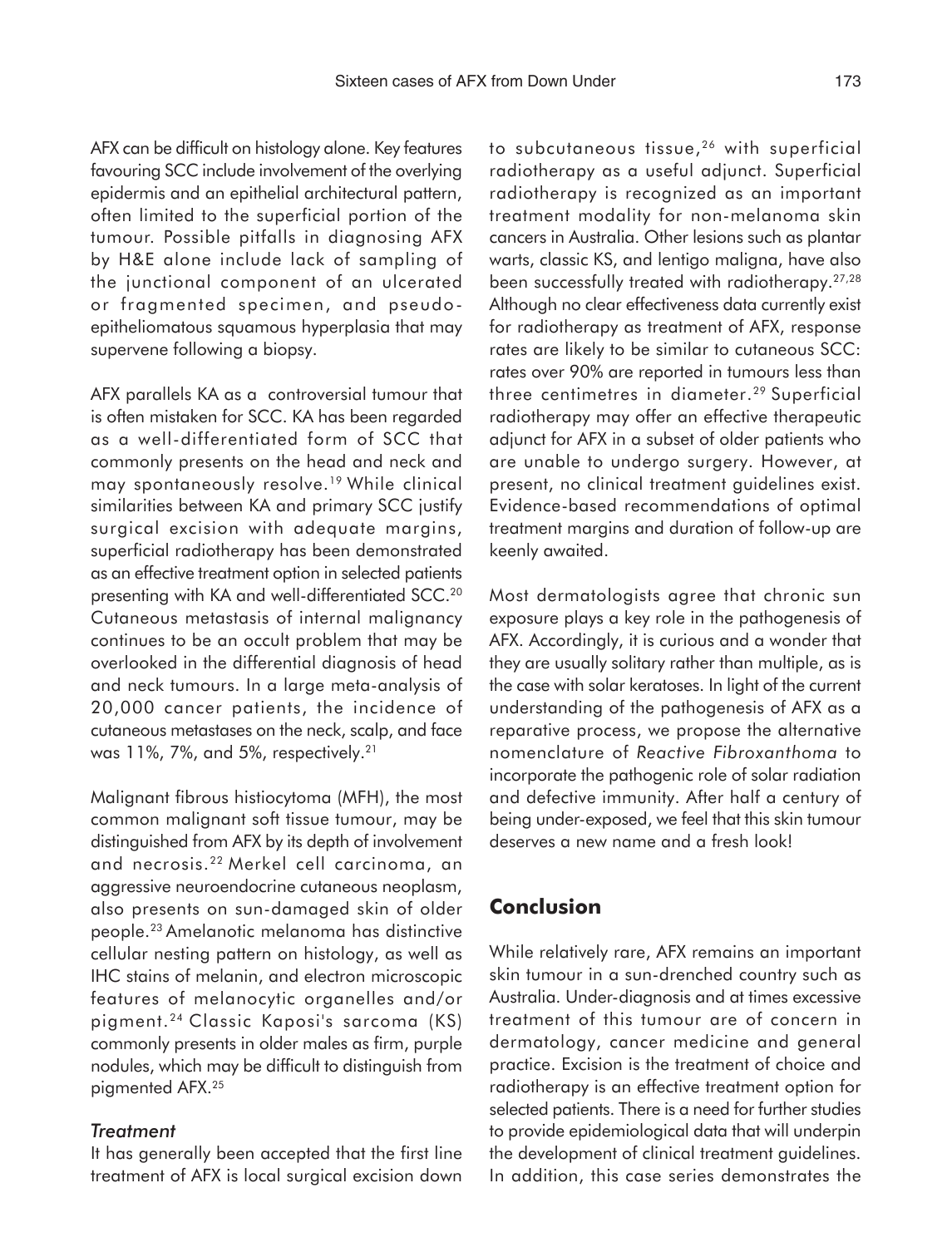AFX can be difficult on histology alone. Key features favouring SCC include involvement of the overlying epidermis and an epithelial architectural pattern, often limited to the superficial portion of the tumour. Possible pitfalls in diagnosing AFX by H&E alone include lack of sampling of the junctional component of an ulcerated or fragmented specimen, and pseudo-epitheliomatous squamous hyperplasia that may supervene following a biopsy.

AFX parallels KA as a controversial tumour that is often mistaken for SCC. KA has been regarded as a well-differentiated form of SCC that commonly presents on the head and neck and may spontaneously resolve.[19] While clinical similarities between KA and primary SCC justify surgical excision with adequate margins, superficial radiotherapy has been demonstrated as an effective treatment option in selected patients presenting with KA and well-differentiated SCC.[20] Cutaneous metastasis of internal malignancy continues to be an occult problem that may be overlooked in the differential diagnosis of head and neck tumours. In a large meta-analysis of 20,000 cancer patients, the incidence of cutaneous metastases on the neck, scalp, and face was 11%, 7%, and 5%, respectively.[21]

Malignant fibrous histiocytoma (MFH), the most common malignant soft tissue tumour, may be distinguished from AFX by its depth of involvement and necrosis.[22] Merkel cell carcinoma, an aggressive neuroendocrine cutaneous neoplasm, also presents on sun-damaged skin of older people.[23] Amelanotic melanoma has distinctive cellular nesting pattern on histology, as well as IHC stains of melanin, and electron microscopic features of melanocytic organelles and/or pigment.[24] Classic Kaposi's sarcoma (KS) commonly presents in older males as firm, purple nodules, which may be difficult to distinguish from pigmented AFX.[25]

### *Treatment*

It has generally been accepted that the first line treatment of AFX is local surgical excision down to subcutaneous tissue,[26] with superficial radiotherapy as a useful adjunct. Superficial radiotherapy is recognized as an important treatment modality for non-melanoma skin cancers in Australia. Other lesions such as plantar warts, classic KS, and lentigo maligna, have also been successfully treated with radiotherapy.[27,28] Although no clear effectiveness data currently exist for radiotherapy as treatment of AFX, response rates are likely to be similar to cutaneous SCC: rates over 90% are reported in tumours less than three centimetres in diameter.[29] Superficial radiotherapy may offer an effective therapeutic adjunct for AFX in a subset of older patients who are unable to undergo surgery. However, at present, no clinical treatment guidelines exist. Evidence-based recommendations of optimal treatment margins and duration of follow-up are keenly awaited.

Most dermatologists agree that chronic sun exposure plays a key role in the pathogenesis of AFX. Accordingly, it is curious and a wonder that they are usually solitary rather than multiple, as is the case with solar keratoses. In light of the current understanding of the pathogenesis of AFX as a reparative process, we propose the alternative nomenclature of *Reactive Fibroxanthoma* to incorporate the pathogenic role of solar radiation and defective immunity. After half a century of being under-exposed, we feel that this skin tumour deserves a new name and a fresh look!

## Conclusion

While relatively rare, AFX remains an important skin tumour in a sun-drenched country such as Australia. Under-diagnosis and at times excessive treatment of this tumour are of concern in dermatology, cancer medicine and general practice. Excision is the treatment of choice and radiotherapy is an effective treatment option for selected patients. There is a need for further studies to provide epidemiological data that will underpin the development of clinical treatment guidelines. In addition, this case series demonstrates the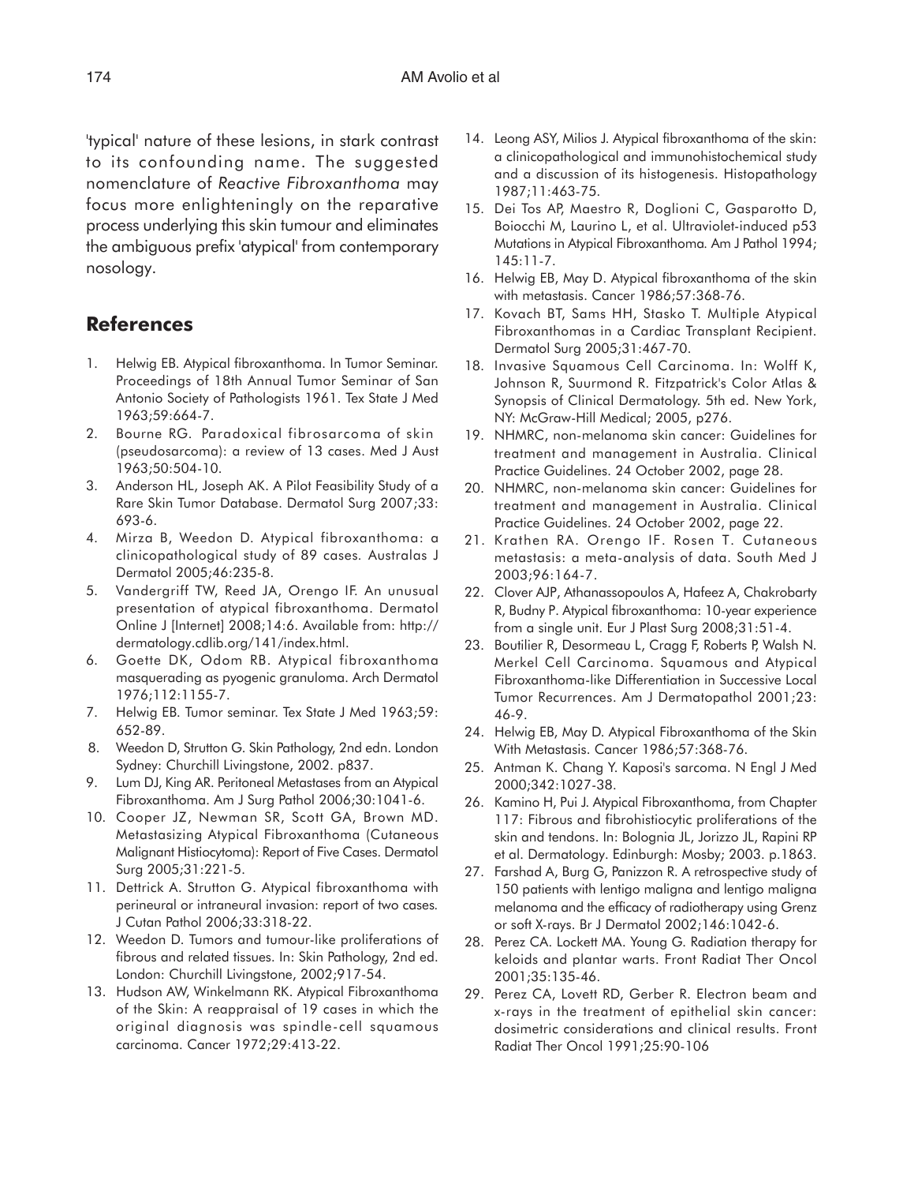'typical' nature of these lesions, in stark contrast to its confounding name. The suggested nomenclature of *Reactive Fibroxanthoma* may focus more enlighteningly on the reparative process underlying this skin tumour and eliminates the ambiguous prefix 'atypical' from contemporary nosology.

## References

1. Helwig EB. Atypical fibroxanthoma. In Tumor Seminar. Proceedings of 18th Annual Tumor Seminar of San Antonio Society of Pathologists 1961. Tex State J Med 1963;59:664-7.
2. Bourne RG. Paradoxical fibrosarcoma of skin (pseudosarcoma): a review of 13 cases. Med J Aust 1963;50:504-10.
3. Anderson HL, Joseph AK. A Pilot Feasibility Study of a Rare Skin Tumor Database. Dermatol Surg 2007;33: 693-6.
4. Mirza B, Weedon D. Atypical fibroxanthoma: a clinicopathological study of 89 cases. Australas J Dermatol 2005;46:235-8.
5. Vandergriff TW, Reed JA, Orengo IF. An unusual presentation of atypical fibroxanthoma. Dermatol Online J [Internet] 2008;14:6. Available from: http://dermatology.cdlib.org/141/index.html.
6. Goette DK, Odom RB. Atypical fibroxanthoma masquerading as pyogenic granuloma. Arch Dermatol 1976;112:1155-7.
7. Helwig EB. Tumor seminar. Tex State J Med 1963;59: 652-89.
8. Weedon D, Strutton G. Skin Pathology, 2nd edn. London Sydney: Churchill Livingstone, 2002. p837.
9. Lum DJ, King AR. Peritoneal Metastases from an Atypical Fibroxanthoma. Am J Surg Pathol 2006;30:1041-6.
10. Cooper JZ, Newman SR, Scott GA, Brown MD. Metastasizing Atypical Fibroxanthoma (Cutaneous Malignant Histiocytoma): Report of Five Cases. Dermatol Surg 2005;31:221-5.
11. Dettrick A. Strutton G. Atypical fibroxanthoma with perineural or intraneural invasion: report of two cases. J Cutan Pathol 2006;33:318-22.
12. Weedon D. Tumors and tumour-like proliferations of fibrous and related tissues. In: Skin Pathology, 2nd ed. London: Churchill Livingstone, 2002;917-54.
13. Hudson AW, Winkelmann RK. Atypical Fibroxanthoma of the Skin: A reappraisal of 19 cases in which the original diagnosis was spindle-cell squamous carcinoma. Cancer 1972;29:413-22.
14. Leong ASY, Milios J. Atypical fibroxanthoma of the skin: a clinicopathological and immunohistochemical study and a discussion of its histogenesis. Histopathology 1987;11:463-75.
15. Dei Tos AP, Maestro R, Doglioni C, Gasparotto D, Boiocchi M, Laurino L, et al. Ultraviolet-induced p53 Mutations in Atypical Fibroxanthoma. Am J Pathol 1994; 145:11-7.
16. Helwig EB, May D. Atypical fibroxanthoma of the skin with metastasis. Cancer 1986;57:368-76.
17. Kovach BT, Sams HH, Stasko T. Multiple Atypical Fibroxanthomas in a Cardiac Transplant Recipient. Dermatol Surg 2005;31:467-70.
18. Invasive Squamous Cell Carcinoma. In: Wolff K, Johnson R, Suurmond R. Fitzpatrick's Color Atlas & Synopsis of Clinical Dermatology. 5th ed. New York, NY: McGraw-Hill Medical; 2005, p276.
19. NHMRC, non-melanoma skin cancer: Guidelines for treatment and management in Australia. Clinical Practice Guidelines. 24 October 2002, page 28.
20. NHMRC, non-melanoma skin cancer: Guidelines for treatment and management in Australia. Clinical Practice Guidelines. 24 October 2002, page 22.
21. Krathen RA. Orengo IF. Rosen T. Cutaneous metastasis: a meta-analysis of data. South Med J 2003;96:164-7.
22. Clover AJP, Athanassopoulos A, Hafeez A, Chakrobarty R, Budny P. Atypical fibroxanthoma: 10-year experience from a single unit. Eur J Plast Surg 2008;31:51-4.
23. Boutilier R, Desormeau L, Cragg F, Roberts P, Walsh N. Merkel Cell Carcinoma. Squamous and Atypical Fibroxanthoma-like Differentiation in Successive Local Tumor Recurrences. Am J Dermatopathol 2001;23: 46-9.
24. Helwig EB, May D. Atypical Fibroxanthoma of the Skin With Metastasis. Cancer 1986;57:368-76.
25. Antman K. Chang Y. Kaposi's sarcoma. N Engl J Med 2000;342:1027-38.
26. Kamino H, Pui J. Atypical Fibroxanthoma, from Chapter 117: Fibrous and fibrohistiocytic proliferations of the skin and tendons. In: Bolognia JL, Jorizzo JL, Rapini RP et al. Dermatology. Edinburgh: Mosby; 2003. p.1863.
27. Farshad A, Burg G, Panizzon R. A retrospective study of 150 patients with lentigo maligna and lentigo maligna melanoma and the efficacy of radiotherapy using Grenz or soft X-rays. Br J Dermatol 2002;146:1042-6.
28. Perez CA. Lockett MA. Young G. Radiation therapy for keloids and plantar warts. Front Radiat Ther Oncol 2001;35:135-46.
29. Perez CA, Lovett RD, Gerber R. Electron beam and x-rays in the treatment of epithelial skin cancer: dosimetric considerations and clinical results. Front Radiat Ther Oncol 1991;25:90-106